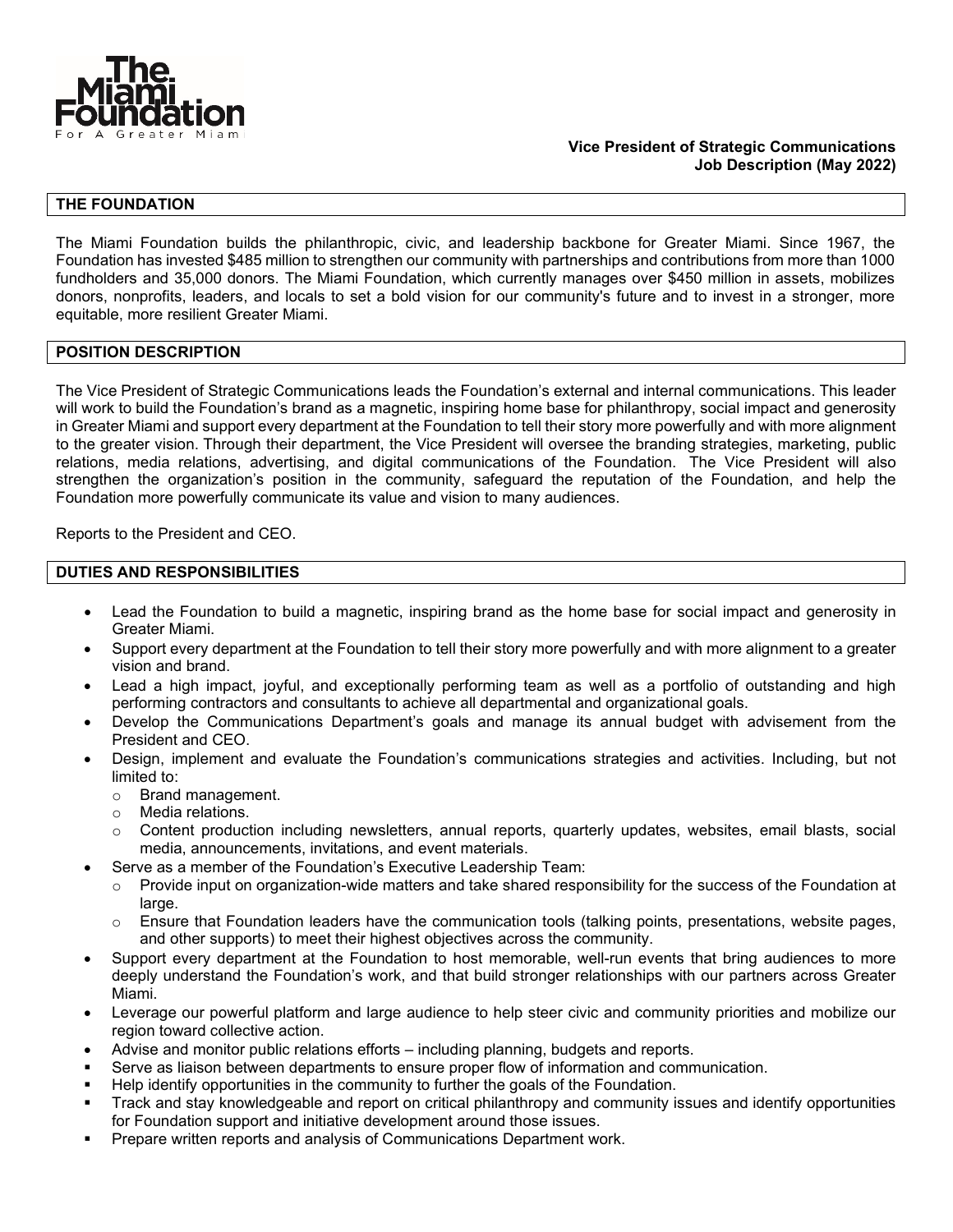The Miami Foundation
For A Greater Miami

**Vice President of Strategic Communications**
**Job Description (May 2022)**

## THE FOUNDATION

The Miami Foundation builds the philanthropic, civic, and leadership backbone for Greater Miami. Since 1967, the Foundation has invested $485 million to strengthen our community with partnerships and contributions from more than 1000 fundholders and 35,000 donors. The Miami Foundation, which currently manages over $450 million in assets, mobilizes donors, nonprofits, leaders, and locals to set a bold vision for our community's future and to invest in a stronger, more equitable, more resilient Greater Miami.

## POSITION DESCRIPTION

The Vice President of Strategic Communications leads the Foundation's external and internal communications. This leader will work to build the Foundation's brand as a magnetic, inspiring home base for philanthropy, social impact and generosity in Greater Miami and support every department at the Foundation to tell their story more powerfully and with more alignment to the greater vision. Through their department, the Vice President will oversee the branding strategies, marketing, public relations, media relations, advertising, and digital communications of the Foundation. The Vice President will also strengthen the organization's position in the community, safeguard the reputation of the Foundation, and help the Foundation more powerfully communicate its value and vision to many audiences.

Reports to the President and CEO.

## DUTIES AND RESPONSIBILITIES

- Lead the Foundation to build a magnetic, inspiring brand as the home base for social impact and generosity in Greater Miami.
- Support every department at the Foundation to tell their story more powerfully and with more alignment to a greater vision and brand.
- Lead a high impact, joyful, and exceptionally performing team as well as a portfolio of outstanding and high performing contractors and consultants to achieve all departmental and organizational goals.
- Develop the Communications Department's goals and manage its annual budget with advisement from the President and CEO.
- Design, implement and evaluate the Foundation's communications strategies and activities. Including, but not limited to:
  - Brand management.
  - Media relations.
  - Content production including newsletters, annual reports, quarterly updates, websites, email blasts, social media, announcements, invitations, and event materials.
- Serve as a member of the Foundation's Executive Leadership Team:
  - Provide input on organization-wide matters and take shared responsibility for the success of the Foundation at large.
  - Ensure that Foundation leaders have the communication tools (talking points, presentations, website pages, and other supports) to meet their highest objectives across the community.
- Support every department at the Foundation to host memorable, well-run events that bring audiences to more deeply understand the Foundation's work, and that build stronger relationships with our partners across Greater Miami.
- Leverage our powerful platform and large audience to help steer civic and community priorities and mobilize our region toward collective action.
- Advise and monitor public relations efforts – including planning, budgets and reports.
- Serve as liaison between departments to ensure proper flow of information and communication.
- Help identify opportunities in the community to further the goals of the Foundation.
- Track and stay knowledgeable and report on critical philanthropy and community issues and identify opportunities for Foundation support and initiative development around those issues.
- Prepare written reports and analysis of Communications Department work.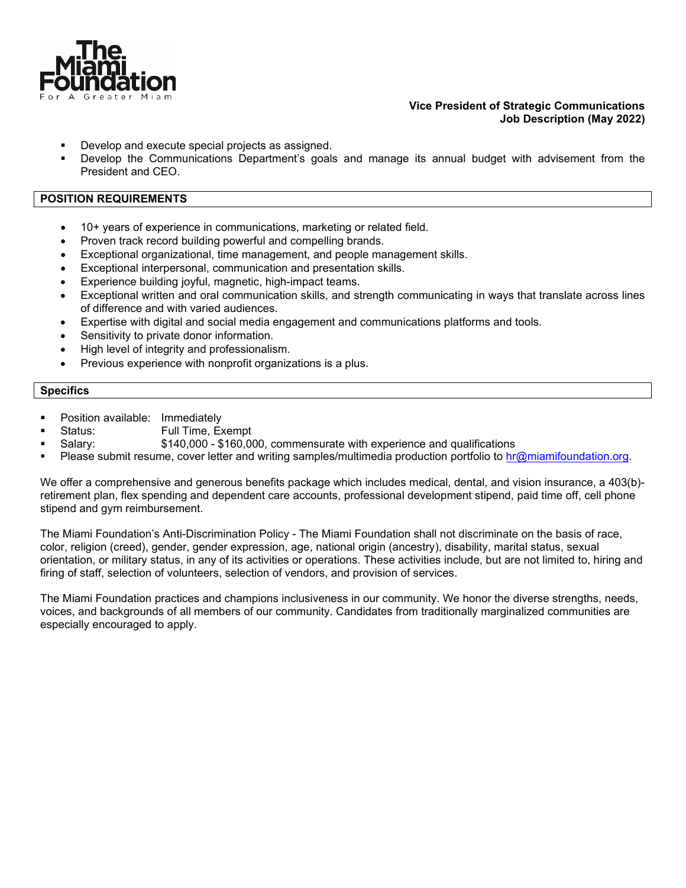- Develop and execute special projects as assigned.
- Develop the Communications Department's goals and manage its annual budget with advisement from the President and CEO.

## POSITION REQUIREMENTS

- 10+ years of experience in communications, marketing or related field.
- Proven track record building powerful and compelling brands.
- Exceptional organizational, time management, and people management skills.
- Exceptional interpersonal, communication and presentation skills.
- Experience building joyful, magnetic, high-impact teams.
- Exceptional written and oral communication skills, and strength communicating in ways that translate across lines of difference and with varied audiences.
- Expertise with digital and social media engagement and communications platforms and tools.
- Sensitivity to private donor information.
- High level of integrity and professionalism.
- Previous experience with nonprofit organizations is a plus.

## Specifics

- Position available: Immediately
- Status: Full Time, Exempt
- Salary: $140,000 - $160,000, commensurate with experience and qualifications
- Please submit resume, cover letter and writing samples/multimedia production portfolio to hr@miamifoundation.org.

We offer a comprehensive and generous benefits package which includes medical, dental, and vision insurance, a 403(b)-retirement plan, flex spending and dependent care accounts, professional development stipend, paid time off, cell phone stipend and gym reimbursement.

The Miami Foundation's Anti-Discrimination Policy - The Miami Foundation shall not discriminate on the basis of race, color, religion (creed), gender, gender expression, age, national origin (ancestry), disability, marital status, sexual orientation, or military status, in any of its activities or operations. These activities include, but are not limited to, hiring and firing of staff, selection of volunteers, selection of vendors, and provision of services.

The Miami Foundation practices and champions inclusiveness in our community. We honor the diverse strengths, needs, voices, and backgrounds of all members of our community. Candidates from traditionally marginalized communities are especially encouraged to apply.